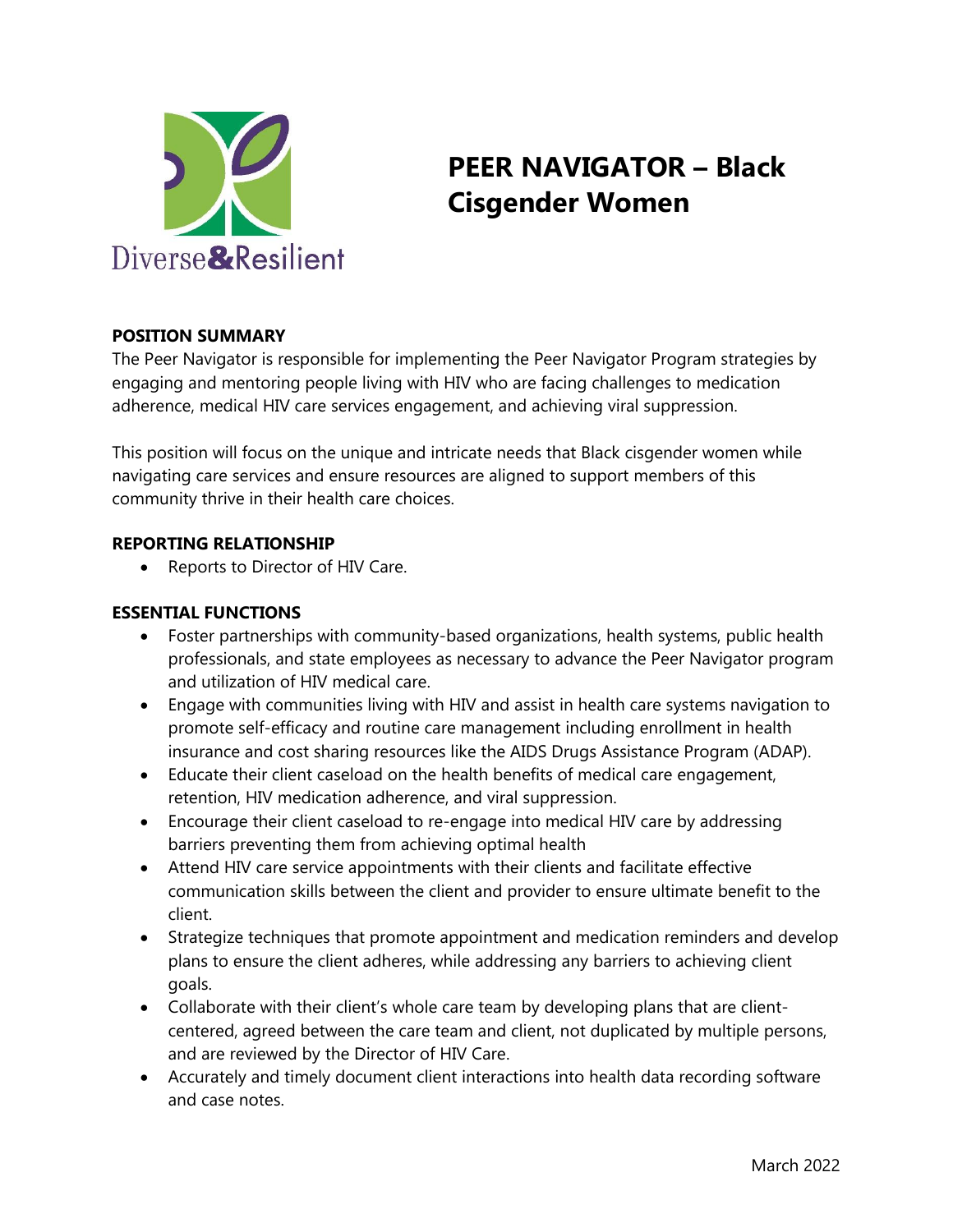Diverse&Resilient

# PEER NAVIGATOR – Black Cisgender Women

**POSITION SUMMARY**

The Peer Navigator is responsible for implementing the Peer Navigator Program strategies by engaging and mentoring people living with HIV who are facing challenges to medication adherence, medical HIV care services engagement, and achieving viral suppression.

This position will focus on the unique and intricate needs that Black cisgender women while navigating care services and ensure resources are aligned to support members of this community thrive in their health care choices.

**REPORTING RELATIONSHIP**

- Reports to Director of HIV Care.

**ESSENTIAL FUNCTIONS**

- Foster partnerships with community-based organizations, health systems, public health professionals, and state employees as necessary to advance the Peer Navigator program and utilization of HIV medical care.
- Engage with communities living with HIV and assist in health care systems navigation to promote self-efficacy and routine care management including enrollment in health insurance and cost sharing resources like the AIDS Drugs Assistance Program (ADAP).
- Educate their client caseload on the health benefits of medical care engagement, retention, HIV medication adherence, and viral suppression.
- Encourage their client caseload to re-engage into medical HIV care by addressing barriers preventing them from achieving optimal health
- Attend HIV care service appointments with their clients and facilitate effective communication skills between the client and provider to ensure ultimate benefit to the client.
- Strategize techniques that promote appointment and medication reminders and develop plans to ensure the client adheres, while addressing any barriers to achieving client goals.
- Collaborate with their client's whole care team by developing plans that are client-centered, agreed between the care team and client, not duplicated by multiple persons, and are reviewed by the Director of HIV Care.
- Accurately and timely document client interactions into health data recording software and case notes.

March 2022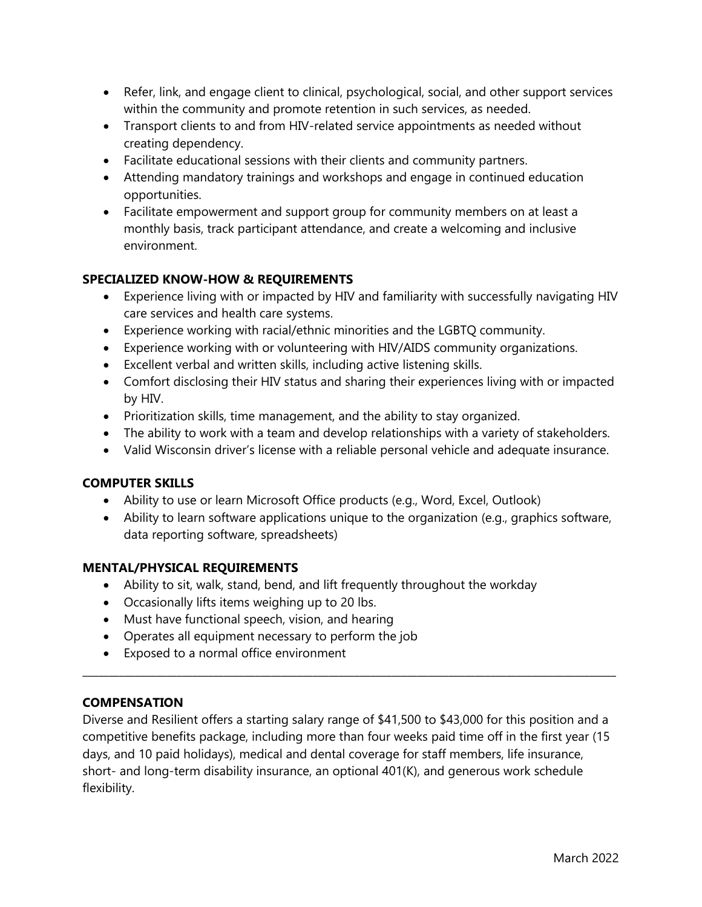- Refer, link, and engage client to clinical, psychological, social, and other support services within the community and promote retention in such services, as needed.
- Transport clients to and from HIV-related service appointments as needed without creating dependency.
- Facilitate educational sessions with their clients and community partners.
- Attending mandatory trainings and workshops and engage in continued education opportunities.
- Facilitate empowerment and support group for community members on at least a monthly basis, track participant attendance, and create a welcoming and inclusive environment.

**SPECIALIZED KNOW-HOW & REQUIREMENTS**

- Experience living with or impacted by HIV and familiarity with successfully navigating HIV care services and health care systems.
- Experience working with racial/ethnic minorities and the LGBTQ community.
- Experience working with or volunteering with HIV/AIDS community organizations.
- Excellent verbal and written skills, including active listening skills.
- Comfort disclosing their HIV status and sharing their experiences living with or impacted by HIV.
- Prioritization skills, time management, and the ability to stay organized.
- The ability to work with a team and develop relationships with a variety of stakeholders.
- Valid Wisconsin driver's license with a reliable personal vehicle and adequate insurance.

**COMPUTER SKILLS**

- Ability to use or learn Microsoft Office products (e.g., Word, Excel, Outlook)
- Ability to learn software applications unique to the organization (e.g., graphics software, data reporting software, spreadsheets)

**MENTAL/PHYSICAL REQUIREMENTS**

- Ability to sit, walk, stand, bend, and lift frequently throughout the workday
- Occasionally lifts items weighing up to 20 lbs.
- Must have functional speech, vision, and hearing
- Operates all equipment necessary to perform the job
- Exposed to a normal office environment

---

**COMPENSATION**

Diverse and Resilient offers a starting salary range of $41,500 to $43,000 for this position and a competitive benefits package, including more than four weeks paid time off in the first year (15 days, and 10 paid holidays), medical and dental coverage for staff members, life insurance, short- and long-term disability insurance, an optional 401(K), and generous work schedule flexibility.

March 2022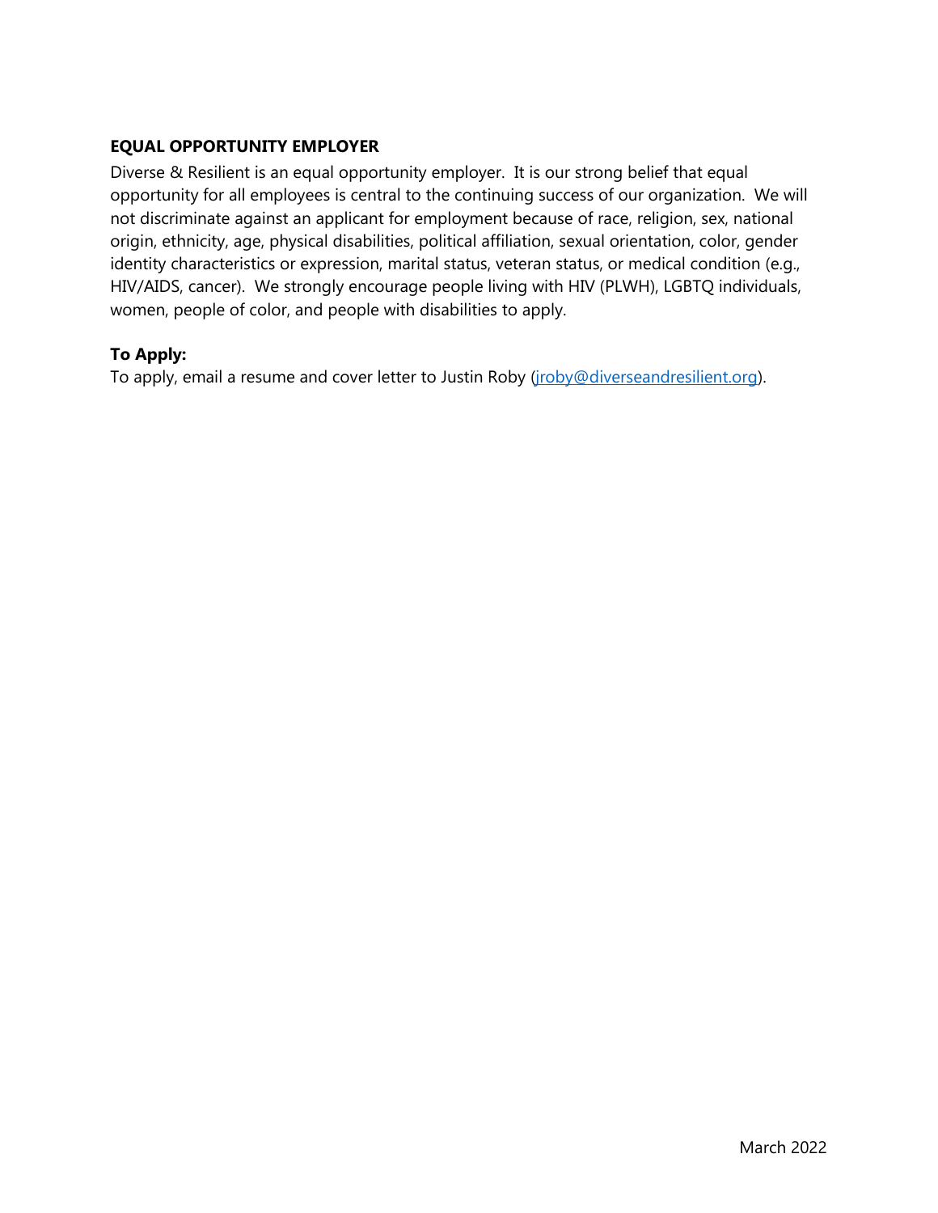**EQUAL OPPORTUNITY EMPLOYER**

Diverse & Resilient is an equal opportunity employer. It is our strong belief that equal opportunity for all employees is central to the continuing success of our organization. We will not discriminate against an applicant for employment because of race, religion, sex, national origin, ethnicity, age, physical disabilities, political affiliation, sexual orientation, color, gender identity characteristics or expression, marital status, veteran status, or medical condition (e.g., HIV/AIDS, cancer). We strongly encourage people living with HIV (PLWH), LGBTQ individuals, women, people of color, and people with disabilities to apply.

**To Apply:**

To apply, email a resume and cover letter to Justin Roby (jroby@diverseandresilient.org).

March 2022